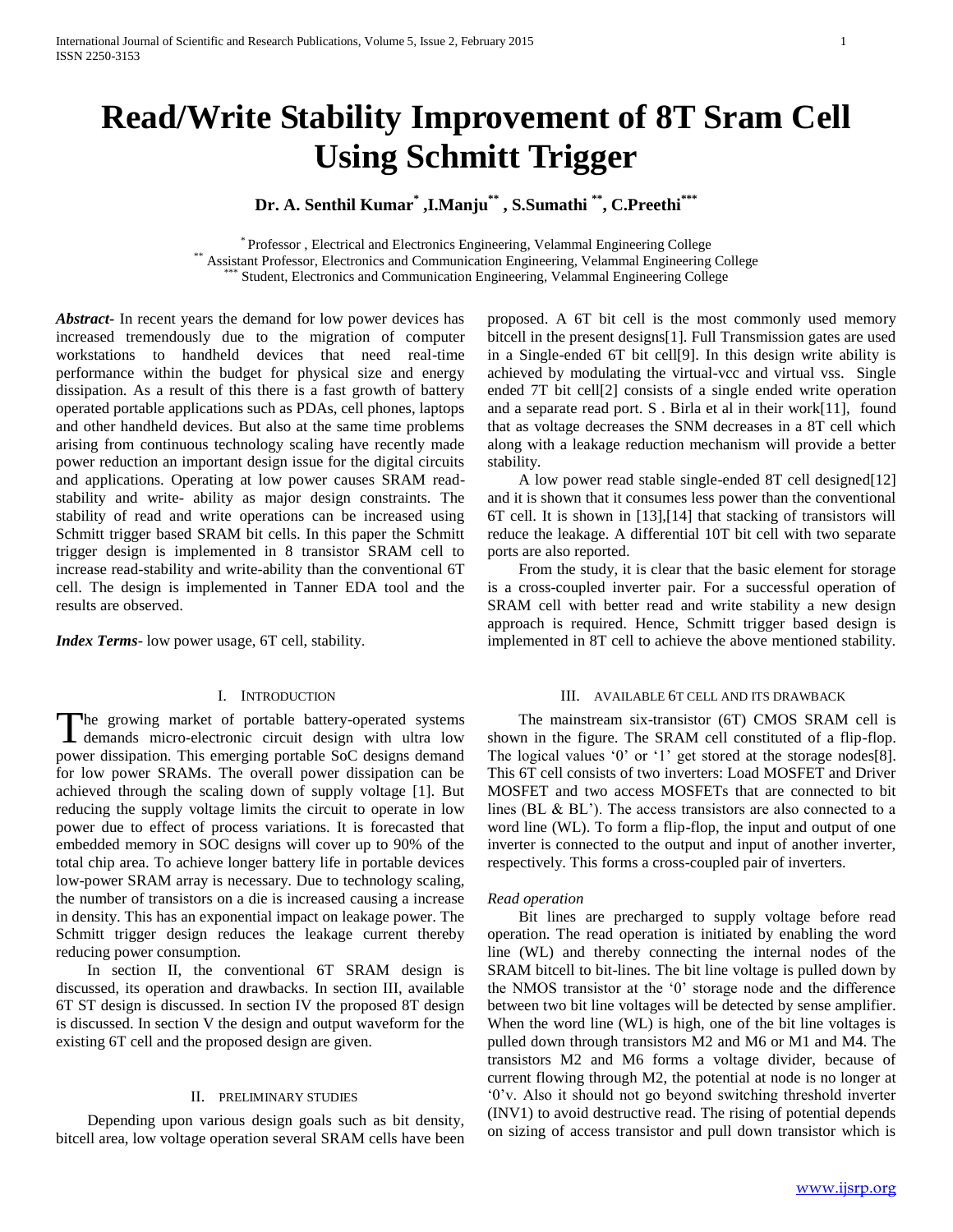# Read/Write Stability Improvement of 8T Sram Cell Using Schmitt Trigger

**Dr. A. Senthil Kumar[*] ,I.Manju[**] , S.Sumathi [**], C.Preethi[***]**

[*] Professor , Electrical and Electronics Engineering, Velammal Engineering College
[**] Assistant Professor, Electronics and Communication Engineering, Velammal Engineering College
[***] Student, Electronics and Communication Engineering, Velammal Engineering College

***Abstract-*** In recent years the demand for low power devices has increased tremendously due to the migration of computer workstations to handheld devices that need real-time performance within the budget for physical size and energy dissipation. As a result of this there is a fast growth of battery operated portable applications such as PDAs, cell phones, laptops and other handheld devices. But also at the same time problems arising from continuous technology scaling have recently made power reduction an important design issue for the digital circuits and applications. Operating at low power causes SRAM read-stability and write- ability as major design constraints. The stability of read and write operations can be increased using Schmitt trigger based SRAM bit cells. In this paper the Schmitt trigger design is implemented in 8 transistor SRAM cell to increase read-stability and write-ability than the conventional 6T cell. The design is implemented in Tanner EDA tool and the results are observed.

***Index Terms-*** low power usage, 6T cell, stability.

## I. INTRODUCTION

The growing market of portable battery-operated systems demands micro-electronic circuit design with ultra low power dissipation. This emerging portable SoC designs demand for low power SRAMs. The overall power dissipation can be achieved through the scaling down of supply voltage [1]. But reducing the supply voltage limits the circuit to operate in low power due to effect of process variations. It is forecasted that embedded memory in SOC designs will cover up to 90% of the total chip area. To achieve longer battery life in portable devices low-power SRAM array is necessary. Due to technology scaling, the number of transistors on a die is increased causing a increase in density. This has an exponential impact on leakage power. The Schmitt trigger design reduces the leakage current thereby reducing power consumption.

In section II, the conventional 6T SRAM design is discussed, its operation and drawbacks. In section III, available 6T ST design is discussed. In section IV the proposed 8T design is discussed. In section V the design and output waveform for the existing 6T cell and the proposed design are given.

## II. PRELIMINARY STUDIES

Depending upon various design goals such as bit density, bitcell area, low voltage operation several SRAM cells have been proposed. A 6T bit cell is the most commonly used memory bitcell in the present designs[1]. Full Transmission gates are used in a Single-ended 6T bit cell[9]. In this design write ability is achieved by modulating the virtual-vcc and virtual vss. Single ended 7T bit cell[2] consists of a single ended write operation and a separate read port. S . Birla et al in their work[11], found that as voltage decreases the SNM decreases in a 8T cell which along with a leakage reduction mechanism will provide a better stability.

A low power read stable single-ended 8T cell designed[12] and it is shown that it consumes less power than the conventional 6T cell. It is shown in [13],[14] that stacking of transistors will reduce the leakage. A differential 10T bit cell with two separate ports are also reported.

From the study, it is clear that the basic element for storage is a cross-coupled inverter pair. For a successful operation of SRAM cell with better read and write stability a new design approach is required. Hence, Schmitt trigger based design is implemented in 8T cell to achieve the above mentioned stability.

## III. AVAILABLE 6T CELL AND ITS DRAWBACK

The mainstream six-transistor (6T) CMOS SRAM cell is shown in the figure. The SRAM cell constituted of a flip-flop. The logical values '0' or '1' get stored at the storage nodes[8]. This 6T cell consists of two inverters: Load MOSFET and Driver MOSFET and two access MOSFETs that are connected to bit lines (BL & BL'). The access transistors are also connected to a word line (WL). To form a flip-flop, the input and output of one inverter is connected to the output and input of another inverter, respectively. This forms a cross-coupled pair of inverters.

*Read operation*

Bit lines are precharged to supply voltage before read operation. The read operation is initiated by enabling the word line (WL) and thereby connecting the internal nodes of the SRAM bitcell to bit-lines. The bit line voltage is pulled down by the NMOS transistor at the '0' storage node and the difference between two bit line voltages will be detected by sense amplifier. When the word line (WL) is high, one of the bit line voltages is pulled down through transistors M2 and M6 or M1 and M4. The transistors M2 and M6 forms a voltage divider, because of current flowing through M2, the potential at node is no longer at '0'v. Also it should not go beyond switching threshold inverter (INV1) to avoid destructive read. The rising of potential depends on sizing of access transistor and pull down transistor which is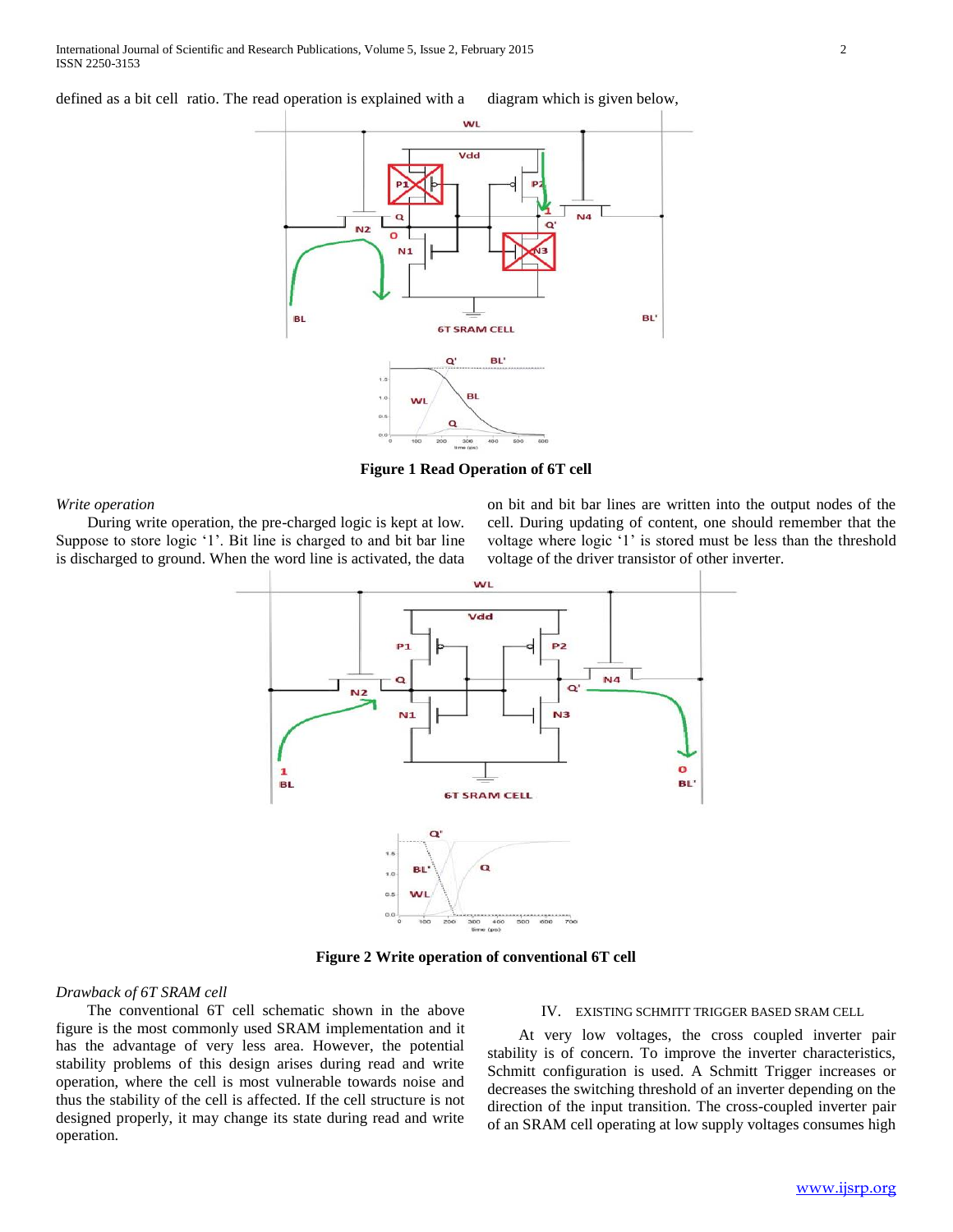defined as a bit cell ratio. The read operation is explained with a diagram which is given below,

WL
Vdd
P1
P2
Q
Q'
N2
N4
N1
N3
0
1
BL
BL'
6T SRAM CELL

Q'
BL'
WL
BL
Q
1.5
1.0
0.5
0.0
0
100
200
300
400
500
600
Time (ps)

**Figure 1 Read Operation of 6T cell**

*Write operation*

During write operation, the pre-charged logic is kept at low. Suppose to store logic '1'. Bit line is charged to and bit bar line is discharged to ground. When the word line is activated, the data on bit and bit bar lines are written into the output nodes of the cell. During updating of content, one should remember that the voltage where logic '1' is stored must be less than the threshold voltage of the driver transistor of other inverter.

WL
Vdd
P1
P2
Q
Q'
N2
N4
N1
N3
1
BL
0
BL'
6T SRAM CELL

Q'
BL'
Q
WL
1.5
1.0
0.5
0.0
0
100
200
300
400
500
600
700
Time (ps)

**Figure 2 Write operation of conventional 6T cell**

*Drawback of 6T SRAM cell*

The conventional 6T cell schematic shown in the above figure is the most commonly used SRAM implementation and it has the advantage of very less area. However, the potential stability problems of this design arises during read and write operation, where the cell is most vulnerable towards noise and thus the stability of the cell is affected. If the cell structure is not designed properly, it may change its state during read and write operation.

## IV. EXISTING SCHMITT TRIGGER BASED SRAM CELL

At very low voltages, the cross coupled inverter pair stability is of concern. To improve the inverter characteristics, Schmitt configuration is used. A Schmitt Trigger increases or decreases the switching threshold of an inverter depending on the direction of the input transition. The cross-coupled inverter pair of an SRAM cell operating at low supply voltages consumes high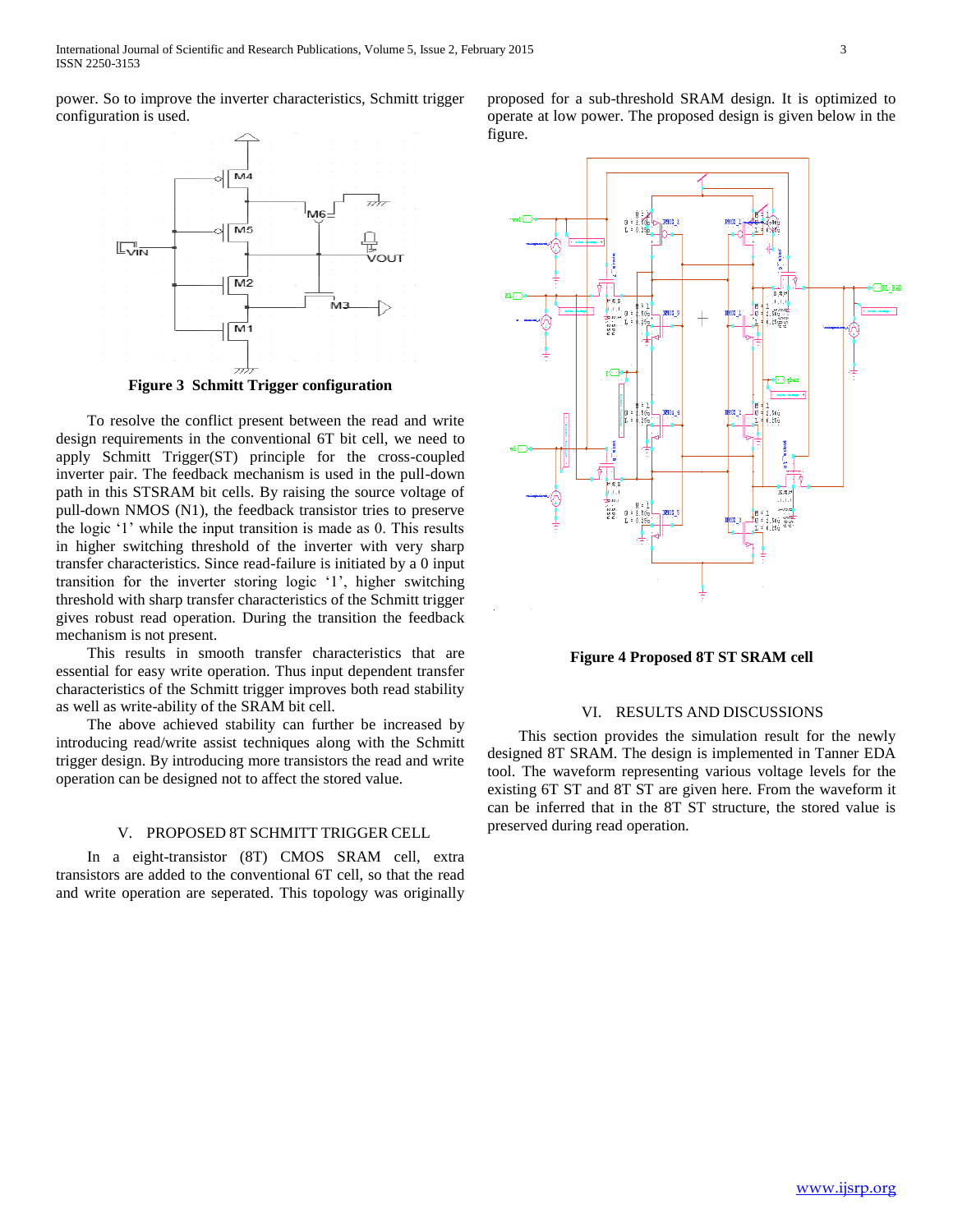power. So to improve the inverter characteristics, Schmitt trigger configuration is used.

**Figure 3 Schmitt Trigger configuration**

To resolve the conflict present between the read and write design requirements in the conventional 6T bit cell, we need to apply Schmitt Trigger(ST) principle for the cross-coupled inverter pair. The feedback mechanism is used in the pull-down path in this STSRAM bit cells. By raising the source voltage of pull-down NMOS (N1), the feedback transistor tries to preserve the logic '1' while the input transition is made as 0. This results in higher switching threshold of the inverter with very sharp transfer characteristics. Since read-failure is initiated by a 0 input transition for the inverter storing logic '1', higher switching threshold with sharp transfer characteristics of the Schmitt trigger gives robust read operation. During the transition the feedback mechanism is not present.

This results in smooth transfer characteristics that are essential for easy write operation. Thus input dependent transfer characteristics of the Schmitt trigger improves both read stability as well as write-ability of the SRAM bit cell.

The above achieved stability can further be increased by introducing read/write assist techniques along with the Schmitt trigger design. By introducing more transistors the read and write operation can be designed not to affect the stored value.

## V. PROPOSED 8T SCHMITT TRIGGER CELL

In a eight-transistor (8T) CMOS SRAM cell, extra transistors are added to the conventional 6T cell, so that the read and write operation are seperated. This topology was originally proposed for a sub-threshold SRAM design. It is optimized to operate at low power. The proposed design is given below in the figure.

**Figure 4 Proposed 8T ST SRAM cell**

## VI. RESULTS AND DISCUSSIONS

This section provides the simulation result for the newly designed 8T SRAM. The design is implemented in Tanner EDA tool. The waveform representing various voltage levels for the existing 6T ST and 8T ST are given here. From the waveform it can be inferred that in the 8T ST structure, the stored value is preserved during read operation.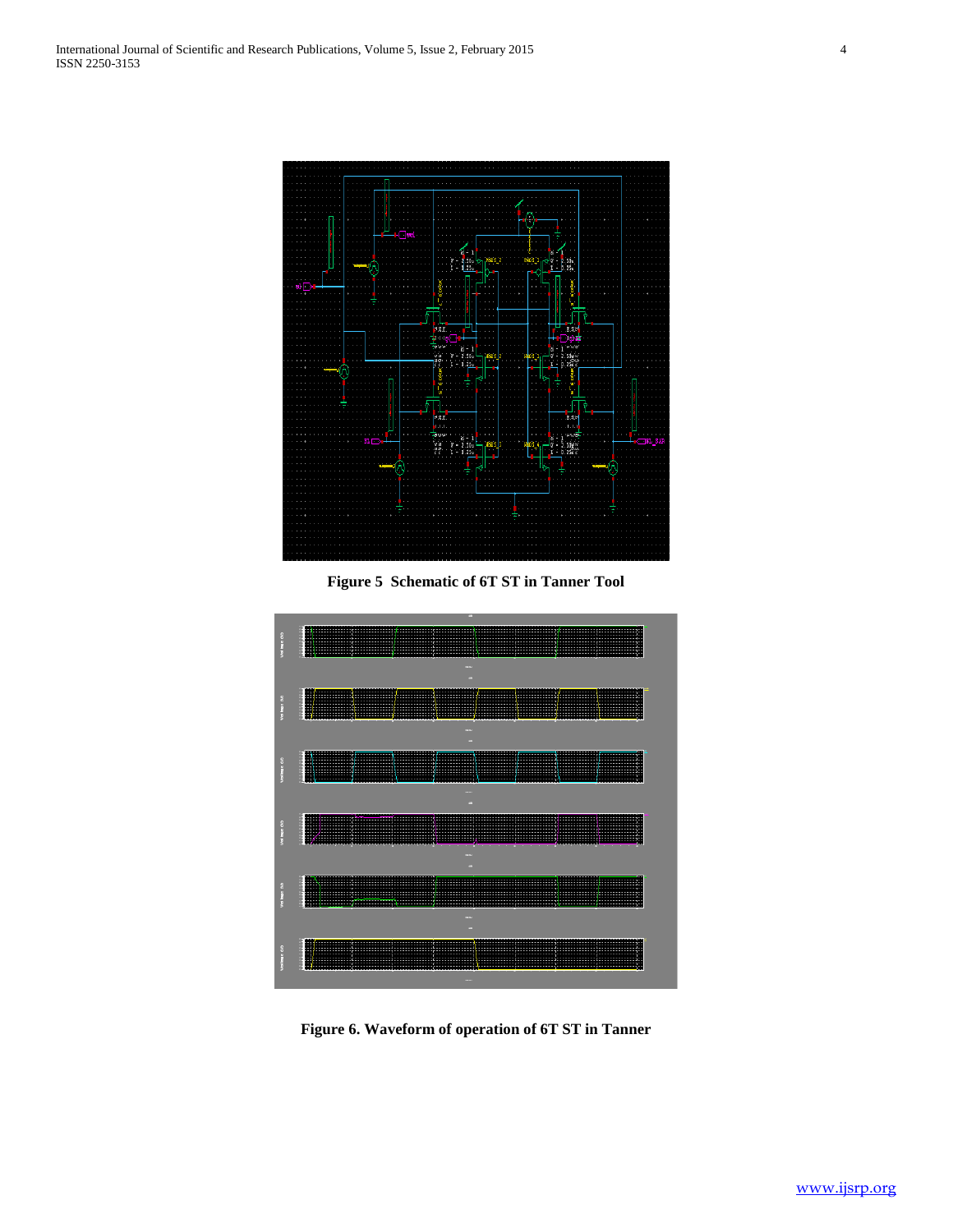Figure 5 Schematic of 6T ST in Tanner Tool

Figure 6. Waveform of operation of 6T ST in Tanner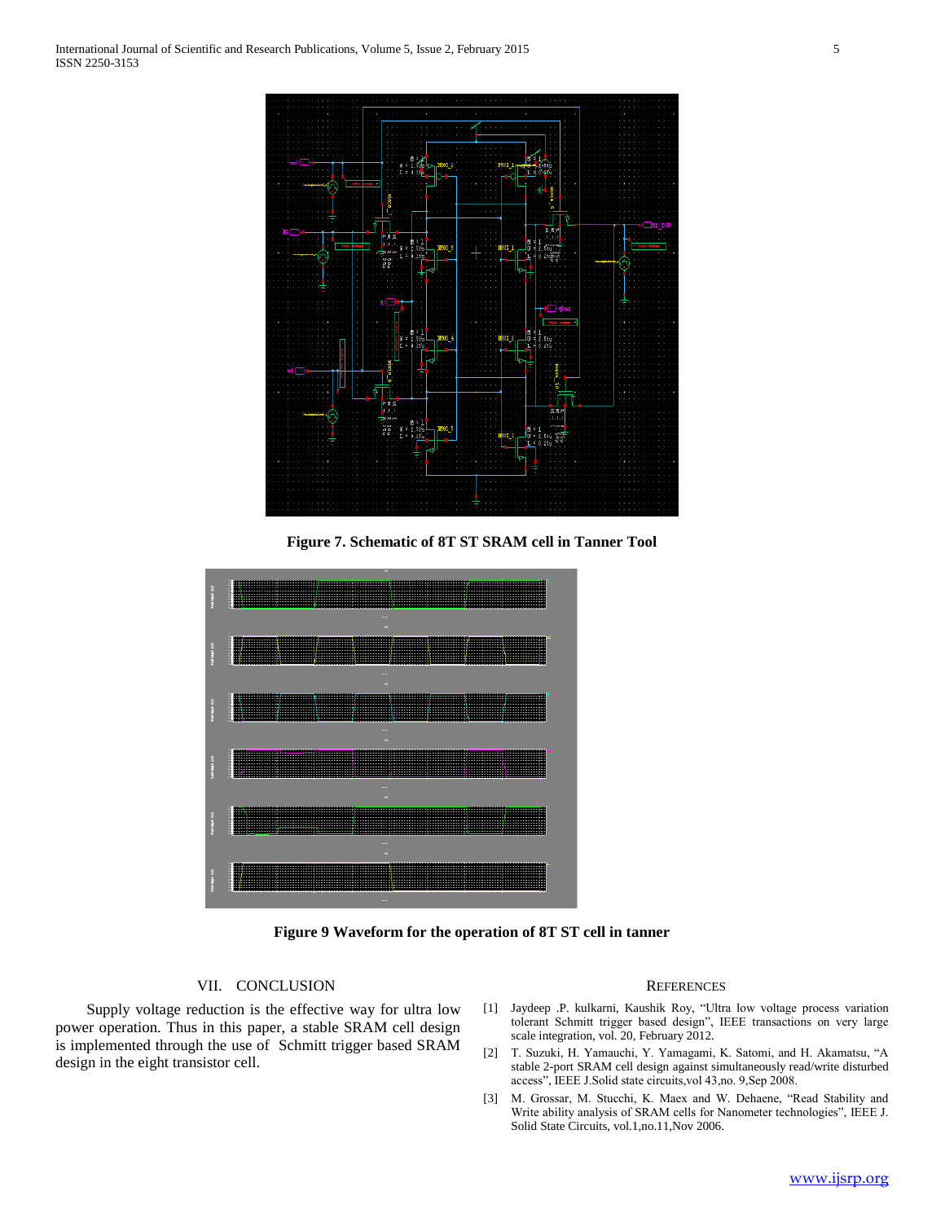Figure 7. Schematic of 8T ST SRAM cell in Tanner Tool

Figure 9 Waveform for the operation of 8T ST cell in tanner

## VII. CONCLUSION

Supply voltage reduction is the effective way for ultra low power operation. Thus in this paper, a stable SRAM cell design is implemented through the use of Schmitt trigger based SRAM design in the eight transistor cell.

## REFERENCES

[1] Jaydeep .P. kulkarni, Kaushik Roy, "Ultra low voltage process variation tolerant Schmitt trigger based design", IEEE transactions on very large scale integration, vol. 20, February 2012.

[2] T. Suzuki, H. Yamauchi, Y. Yamagami, K. Satomi, and H. Akamatsu, "A stable 2-port SRAM cell design against simultaneously read/write disturbed access", IEEE J.Solid state circuits,vol 43,no. 9,Sep 2008.

[3] M. Grossar, M. Stucchi, K. Maex and W. Dehaene, "Read Stability and Write ability analysis of SRAM cells for Nanometer technologies", IEEE J. Solid State Circuits, vol.1,no.11,Nov 2006.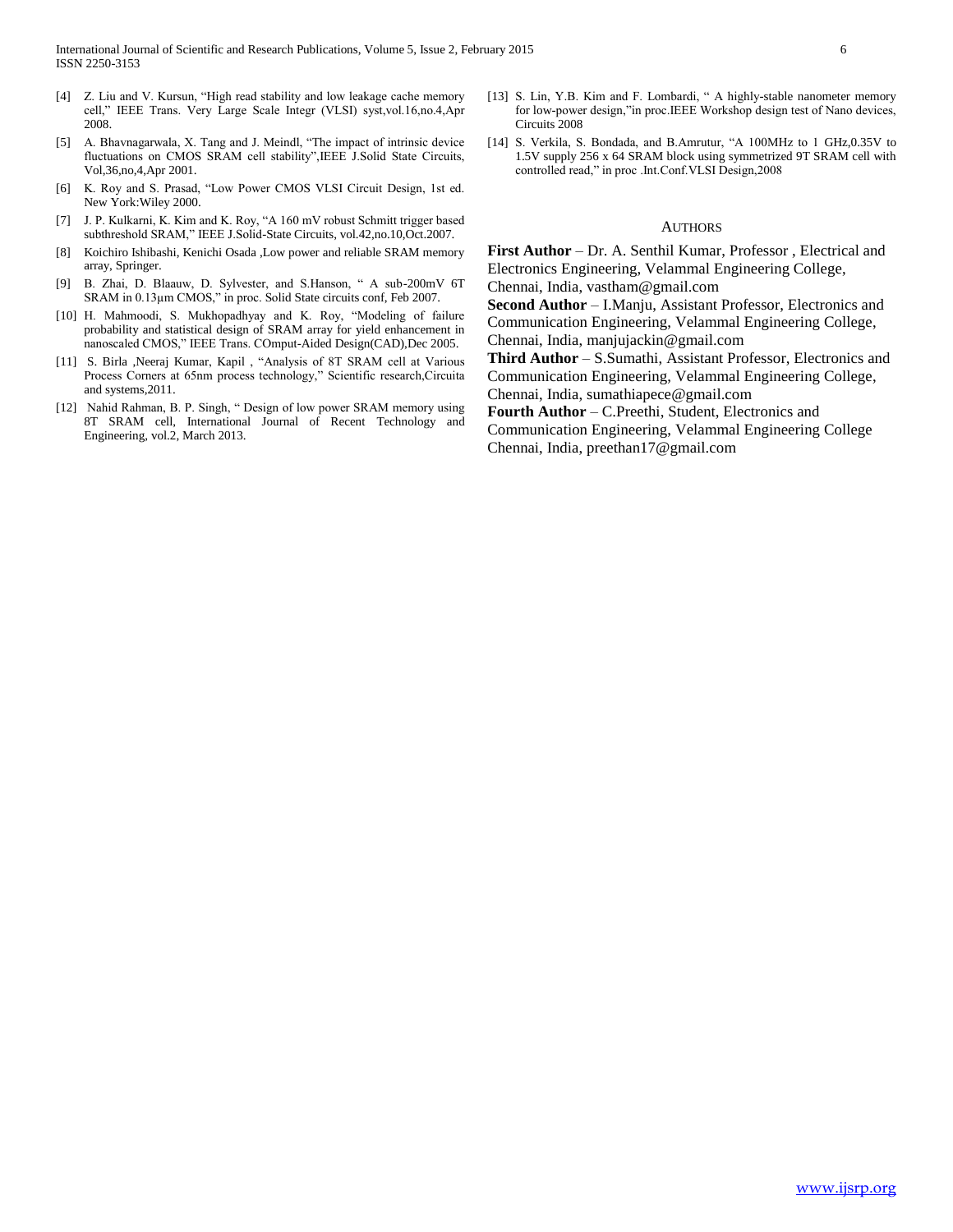[4] Z. Liu and V. Kursun, "High read stability and low leakage cache memory cell," IEEE Trans. Very Large Scale Integr (VLSI) syst,vol.16,no.4,Apr 2008.

[5] A. Bhavnagarwala, X. Tang and J. Meindl, "The impact of intrinsic device fluctuations on CMOS SRAM cell stability",IEEE J.Solid State Circuits, Vol,36,no,4,Apr 2001.

[6] K. Roy and S. Prasad, "Low Power CMOS VLSI Circuit Design, 1st ed. New York:Wiley 2000.

[7] J. P. Kulkarni, K. Kim and K. Roy, "A 160 mV robust Schmitt trigger based subthreshold SRAM," IEEE J.Solid-State Circuits, vol.42,no.10,Oct.2007.

[8] Koichiro Ishibashi, Kenichi Osada ,Low power and reliable SRAM memory array, Springer.

[9] B. Zhai, D. Blaauw, D. Sylvester, and S.Hanson, " A sub-200mV 6T SRAM in 0.13µm CMOS," in proc. Solid State circuits conf, Feb 2007.

[10] H. Mahmoodi, S. Mukhopadhyay and K. Roy, "Modeling of failure probability and statistical design of SRAM array for yield enhancement in nanoscaled CMOS," IEEE Trans. COmput-Aided Design(CAD),Dec 2005.

[11] S. Birla ,Neeraj Kumar, Kapil , "Analysis of 8T SRAM cell at Various Process Corners at 65nm process technology," Scientific research,Circuita and systems,2011.

[12] Nahid Rahman, B. P. Singh, " Design of low power SRAM memory using 8T SRAM cell, International Journal of Recent Technology and Engineering, vol.2, March 2013.

[13] S. Lin, Y.B. Kim and F. Lombardi, " A highly-stable nanometer memory for low-power design,"in proc.IEEE Workshop design test of Nano devices, Circuits 2008

[14] S. Verkila, S. Bondada, and B.Amrutur, "A 100MHz to 1 GHz,0.35V to 1.5V supply 256 x 64 SRAM block using symmetrized 9T SRAM cell with controlled read," in proc .Int.Conf.VLSI Design,2008

## AUTHORS

**First Author** – Dr. A. Senthil Kumar, Professor , Electrical and Electronics Engineering, Velammal Engineering College, Chennai, India, vastham@gmail.com

**Second Author** – I.Manju, Assistant Professor, Electronics and Communication Engineering, Velammal Engineering College, Chennai, India, manjujackin@gmail.com

**Third Author** – S.Sumathi, Assistant Professor, Electronics and Communication Engineering, Velammal Engineering College, Chennai, India, sumathiapece@gmail.com

**Fourth Author** – C.Preethi, Student, Electronics and Communication Engineering, Velammal Engineering College Chennai, India, preethan17@gmail.com